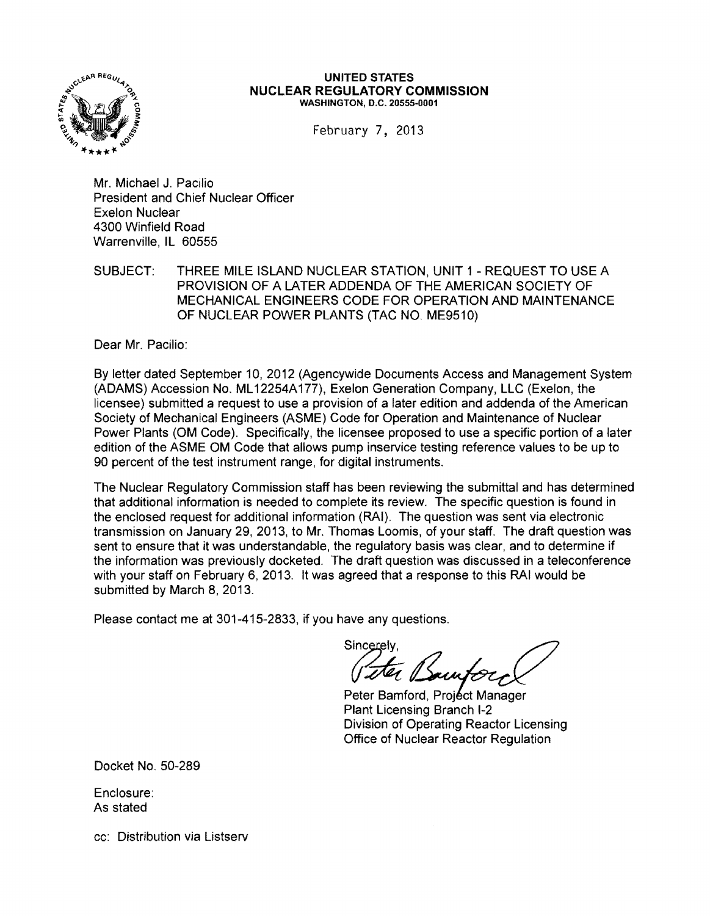**UNITED STATES**
**NUCLEAR REGULATORY COMMISSION**
WASHINGTON, D.C. 20555-0001

February 7, 2013

Mr. Michael J. Pacilio
President and Chief Nuclear Officer
Exelon Nuclear
4300 Winfield Road
Warrenville, IL 60555

SUBJECT: THREE MILE ISLAND NUCLEAR STATION, UNIT 1 - REQUEST TO USE A PROVISION OF A LATER ADDENDA OF THE AMERICAN SOCIETY OF MECHANICAL ENGINEERS CODE FOR OPERATION AND MAINTENANCE OF NUCLEAR POWER PLANTS (TAC NO. ME9510)

Dear Mr. Pacilio:

By letter dated September 10, 2012 (Agencywide Documents Access and Management System (ADAMS) Accession No. ML12254A177), Exelon Generation Company, LLC (Exelon, the licensee) submitted a request to use a provision of a later edition and addenda of the American Society of Mechanical Engineers (ASME) Code for Operation and Maintenance of Nuclear Power Plants (OM Code). Specifically, the licensee proposed to use a specific portion of a later edition of the ASME OM Code that allows pump inservice testing reference values to be up to 90 percent of the test instrument range, for digital instruments.

The Nuclear Regulatory Commission staff has been reviewing the submittal and has determined that additional information is needed to complete its review. The specific question is found in the enclosed request for additional information (RAI). The question was sent via electronic transmission on January 29, 2013, to Mr. Thomas Loomis, of your staff. The draft question was sent to ensure that it was understandable, the regulatory basis was clear, and to determine if the information was previously docketed. The draft question was discussed in a teleconference with your staff on February 6, 2013. It was agreed that a response to this RAI would be submitted by March 8, 2013.

Please contact me at 301-415-2833, if you have any questions.

Sincerely,

Peter Bamford, Project Manager
Plant Licensing Branch I-2
Division of Operating Reactor Licensing
Office of Nuclear Reactor Regulation

Docket No. 50-289

Enclosure:
As stated

cc: Distribution via Listserv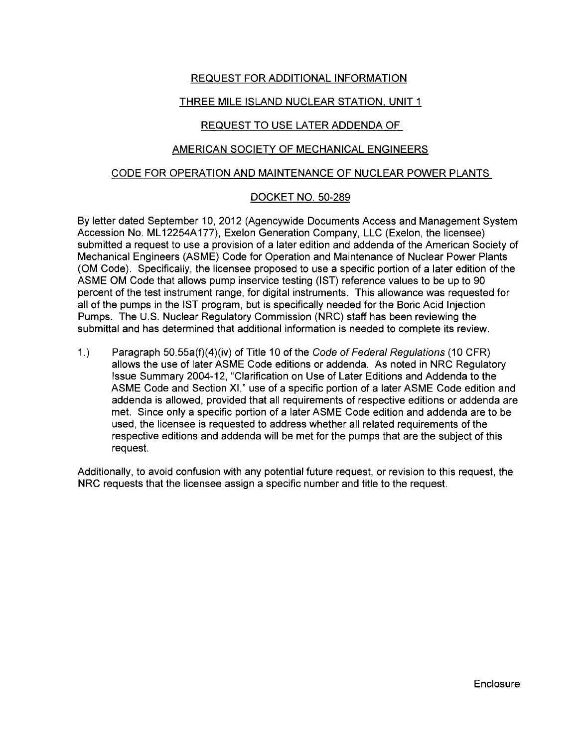# REQUEST FOR ADDITIONAL INFORMATION

## THREE MILE ISLAND NUCLEAR STATION, UNIT 1

## REQUEST TO USE LATER ADDENDA OF

## AMERICAN SOCIETY OF MECHANICAL ENGINEERS

## CODE FOR OPERATION AND MAINTENANCE OF NUCLEAR POWER PLANTS

## DOCKET NO. 50-289

By letter dated September 10, 2012 (Agencywide Documents Access and Management System Accession No. ML12254A177), Exelon Generation Company, LLC (Exelon, the licensee) submitted a request to use a provision of a later edition and addenda of the American Society of Mechanical Engineers (ASME) Code for Operation and Maintenance of Nuclear Power Plants (OM Code). Specifically, the licensee proposed to use a specific portion of a later edition of the ASME OM Code that allows pump inservice testing (IST) reference values to be up to 90 percent of the test instrument range, for digital instruments. This allowance was requested for all of the pumps in the IST program, but is specifically needed for the Boric Acid Injection Pumps. The U.S. Nuclear Regulatory Commission (NRC) staff has been reviewing the submittal and has determined that additional information is needed to complete its review.

1.) Paragraph 50.55a(f)(4)(iv) of Title 10 of the *Code of Federal Regulations* (10 CFR) allows the use of later ASME Code editions or addenda. As noted in NRC Regulatory Issue Summary 2004-12, "Clarification on Use of Later Editions and Addenda to the ASME Code and Section XI," use of a specific portion of a later ASME Code edition and addenda is allowed, provided that all requirements of respective editions or addenda are met. Since only a specific portion of a later ASME Code edition and addenda are to be used, the licensee is requested to address whether all related requirements of the respective editions and addenda will be met for the pumps that are the subject of this request.

Additionally, to avoid confusion with any potential future request, or revision to this request, the NRC requests that the licensee assign a specific number and title to the request.

Enclosure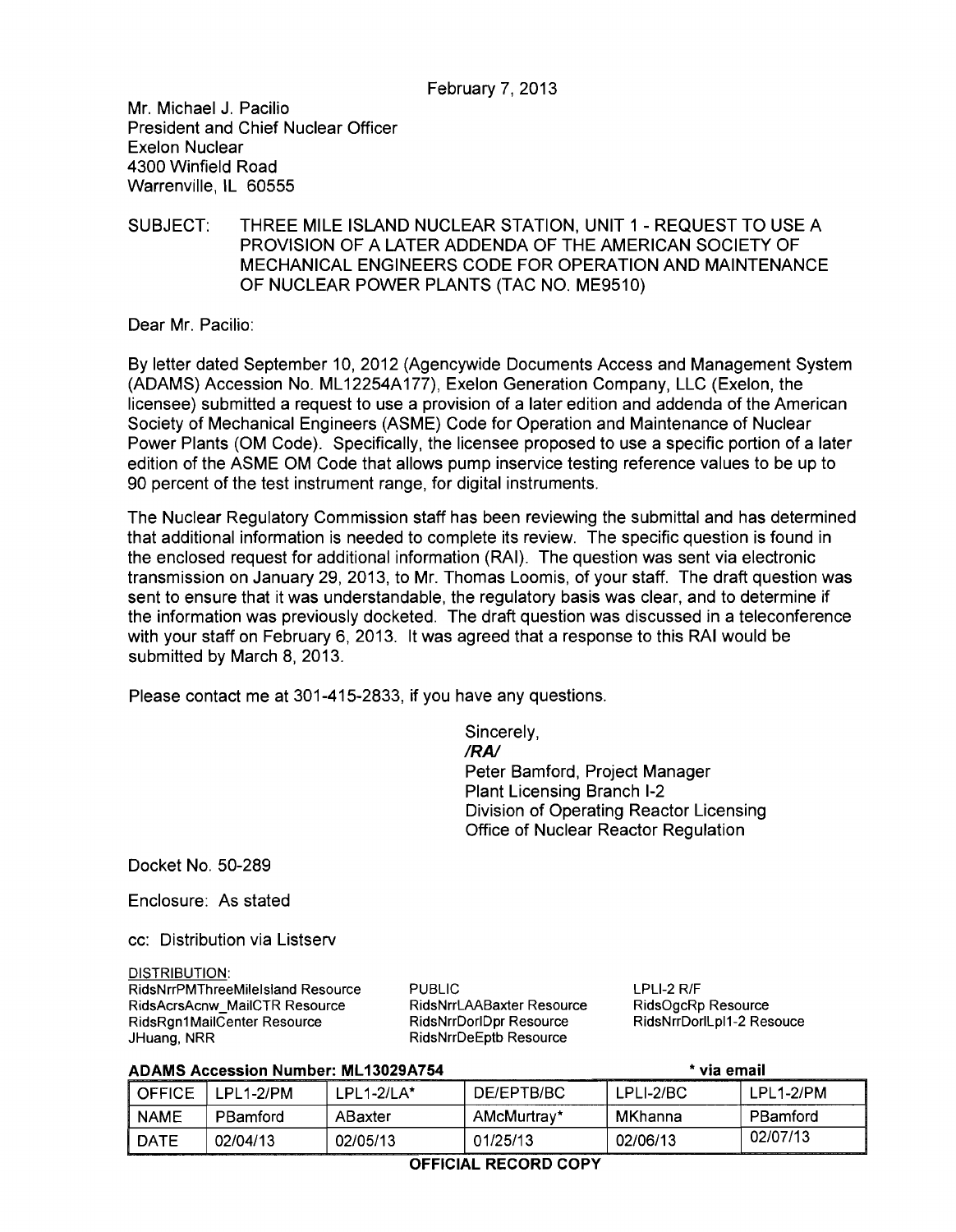February 7, 2013

Mr. Michael J. Pacilio
President and Chief Nuclear Officer
Exelon Nuclear
4300 Winfield Road
Warrenville, IL 60555

SUBJECT: THREE MILE ISLAND NUCLEAR STATION, UNIT 1 - REQUEST TO USE A PROVISION OF A LATER ADDENDA OF THE AMERICAN SOCIETY OF MECHANICAL ENGINEERS CODE FOR OPERATION AND MAINTENANCE OF NUCLEAR POWER PLANTS (TAC NO. ME9510)

Dear Mr. Pacilio:

By letter dated September 10, 2012 (Agencywide Documents Access and Management System (ADAMS) Accession No. ML12254A177), Exelon Generation Company, LLC (Exelon, the licensee) submitted a request to use a provision of a later edition and addenda of the American Society of Mechanical Engineers (ASME) Code for Operation and Maintenance of Nuclear Power Plants (OM Code). Specifically, the licensee proposed to use a specific portion of a later edition of the ASME OM Code that allows pump inservice testing reference values to be up to 90 percent of the test instrument range, for digital instruments.

The Nuclear Regulatory Commission staff has been reviewing the submittal and has determined that additional information is needed to complete its review. The specific question is found in the enclosed request for additional information (RAI). The question was sent via electronic transmission on January 29, 2013, to Mr. Thomas Loomis, of your staff. The draft question was sent to ensure that it was understandable, the regulatory basis was clear, and to determine if the information was previously docketed. The draft question was discussed in a teleconference with your staff on February 6, 2013. It was agreed that a response to this RAI would be submitted by March 8, 2013.

Please contact me at 301-415-2833, if you have any questions.

Sincerely,
*/RA/*
Peter Bamford, Project Manager
Plant Licensing Branch I-2
Division of Operating Reactor Licensing
Office of Nuclear Reactor Regulation

Docket No. 50-289

Enclosure: As stated

cc: Distribution via Listserv

DISTRIBUTION:
RidsNrrPMThreeMileIsland Resource
RidsAcrsAcnw_MailCTR Resource
RidsRgn1MailCenter Resource
JHuang, NRR
PUBLIC
RidsNrrLAABaxter Resource
RidsNrrDorlDpr Resource
RidsNrrDeEptb Resource
LPLI-2 R/F
RidsOgcRp Resource
RidsNrrDorlLpl1-2 Resouce

**ADAMS Accession Number: ML13029A754** * via email

| OFFICE | LPL1-2/PM | LPL1-2/LA* | DE/EPTB/BC | LPLI-2/BC | LPL1-2/PM |
|---|---|---|---|---|---|
| NAME | PBamford | ABaxter | AMcMurtray* | MKhanna | PBamford |
| DATE | 02/04/13 | 02/05/13 | 01/25/13 | 02/06/13 | 02/07/13 |

**OFFICIAL RECORD COPY**